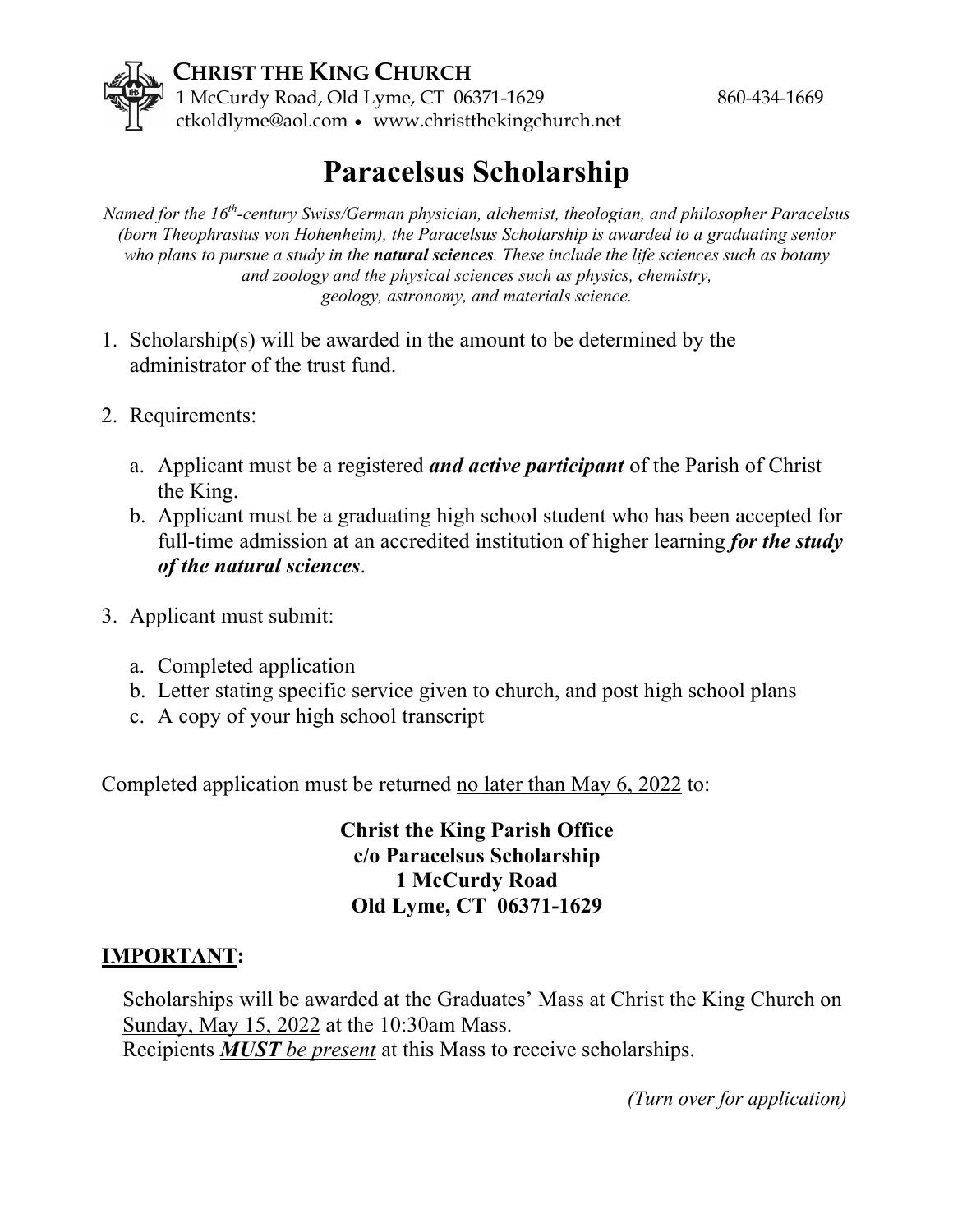**CHRIST THE KING CHURCH**
1 McCurdy Road, Old Lyme, CT 06371-1629 860-434-1669
ctkoldlyme@aol.com • www.christthekingchurch.net

# Paracelsus Scholarship

*Named for the 16th-century Swiss/German physician, alchemist, theologian, and philosopher Paracelsus (born Theophrastus von Hohenheim), the Paracelsus Scholarship is awarded to a graduating senior who plans to pursue a study in the* ***natural sciences****. These include the life sciences such as botany and zoology and the physical sciences such as physics, chemistry, geology, astronomy, and materials science.*

1. Scholarship(s) will be awarded in the amount to be determined by the administrator of the trust fund.

2. Requirements:

   a. Applicant must be a registered ***and active participant*** of the Parish of Christ the King.

   b. Applicant must be a graduating high school student who has been accepted for full-time admission at an accredited institution of higher learning ***for the study of the natural sciences***.

3. Applicant must submit:

   a. Completed application

   b. Letter stating specific service given to church, and post high school plans

   c. A copy of your high school transcript

Completed application must be returned no later than May 6, 2022 to:

**Christ the King Parish Office**
**c/o Paracelsus Scholarship**
**1 McCurdy Road**
**Old Lyme, CT 06371-1629**

**IMPORTANT:**

Scholarships will be awarded at the Graduates' Mass at Christ the King Church on Sunday, May 15, 2022 at the 10:30am Mass.
Recipients ***MUST** be present* at this Mass to receive scholarships.

*(Turn over for application)*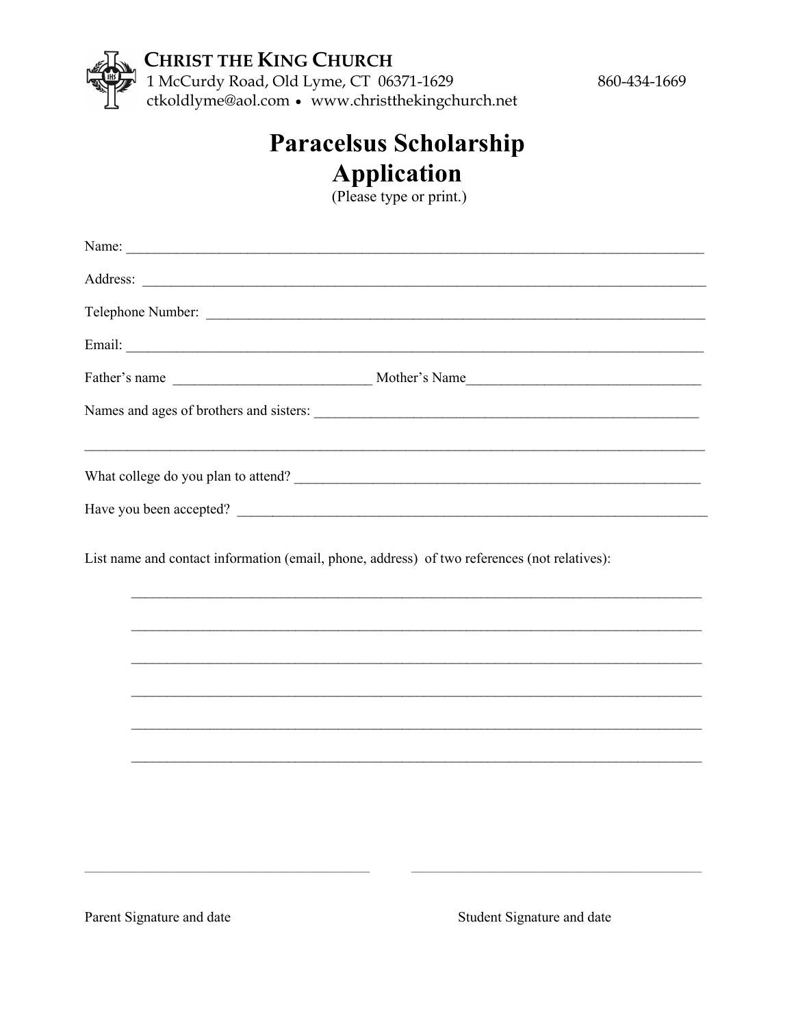**CHRIST THE KING CHURCH**
1 McCurdy Road, Old Lyme, CT 06371-1629 860-434-1669
ctkoldlyme@aol.com • www.christthekingchurch.net

# Paracelsus Scholarship Application

(Please type or print.)

Name: ____________________________________________________________________________

Address: __________________________________________________________________________

Telephone Number: __________________________________________________________________

Email: ____________________________________________________________________________

Father's name ___________________________ Mother's Name________________________________

Names and ages of brothers and sisters: _____________________________________________________

__________________________________________________________________________________

What college do you plan to attend? ________________________________________________________

Have you been accepted? _______________________________________________________________

List name and contact information (email, phone, address) of two references (not relatives):

__________________________________________________________________________

__________________________________________________________________________

__________________________________________________________________________

__________________________________________________________________________

__________________________________________________________________________

__________________________________________________________________________

_______________________________________ _______________________________________

Parent Signature and date Student Signature and date